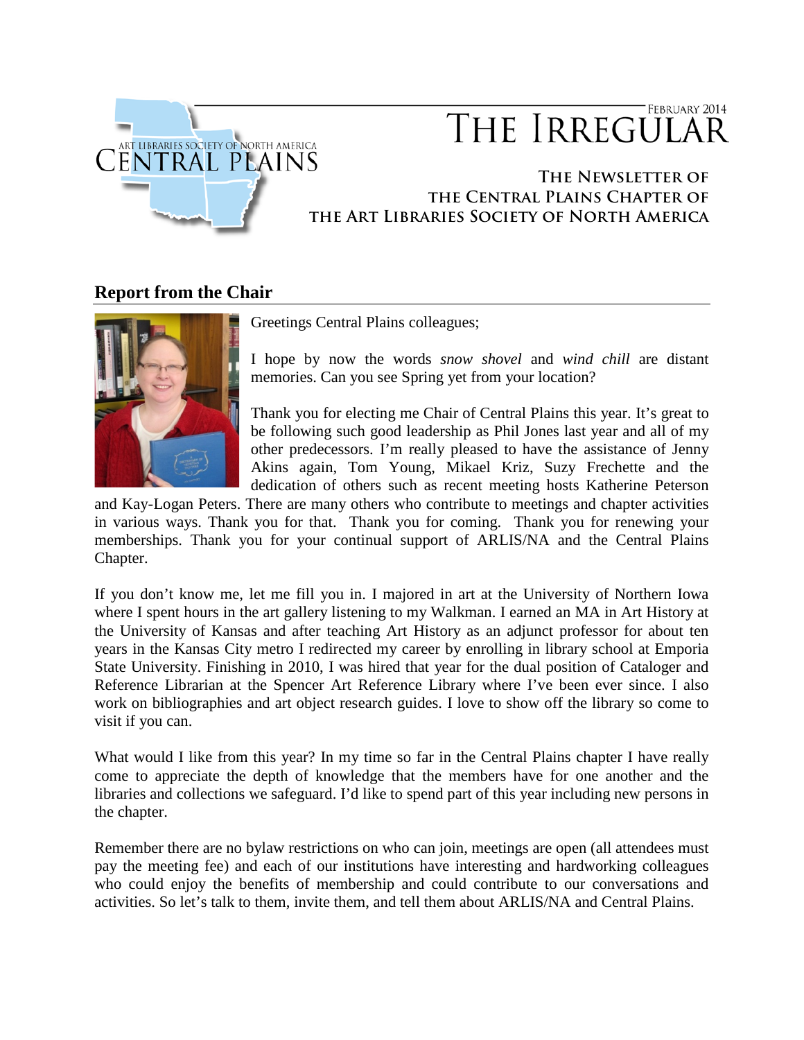February 2014

# The Irregular

ART LIBRARIES SOCIETY OF NORTH AMERICA CENTRAL PLAINS

### The Newsletter of the Central Plains Chapter of the Art Libraries Society of North America

## Report from the Chair

Greetings Central Plains colleagues;

I hope by now the words *snow shovel* and *wind chill* are distant memories. Can you see Spring yet from your location?

Thank you for electing me Chair of Central Plains this year. It's great to be following such good leadership as Phil Jones last year and all of my other predecessors. I'm really pleased to have the assistance of Jenny Akins again, Tom Young, Mikael Kriz, Suzy Frechette and the dedication of others such as recent meeting hosts Katherine Peterson and Kay-Logan Peters. There are many others who contribute to meetings and chapter activities in various ways. Thank you for that. Thank you for coming. Thank you for renewing your memberships. Thank you for your continual support of ARLIS/NA and the Central Plains Chapter.

If you don't know me, let me fill you in. I majored in art at the University of Northern Iowa where I spent hours in the art gallery listening to my Walkman. I earned an MA in Art History at the University of Kansas and after teaching Art History as an adjunct professor for about ten years in the Kansas City metro I redirected my career by enrolling in library school at Emporia State University. Finishing in 2010, I was hired that year for the dual position of Cataloger and Reference Librarian at the Spencer Art Reference Library where I've been ever since. I also work on bibliographies and art object research guides. I love to show off the library so come to visit if you can.

What would I like from this year? In my time so far in the Central Plains chapter I have really come to appreciate the depth of knowledge that the members have for one another and the libraries and collections we safeguard. I'd like to spend part of this year including new persons in the chapter.

Remember there are no bylaw restrictions on who can join, meetings are open (all attendees must pay the meeting fee) and each of our institutions have interesting and hardworking colleagues who could enjoy the benefits of membership and could contribute to our conversations and activities. So let's talk to them, invite them, and tell them about ARLIS/NA and Central Plains.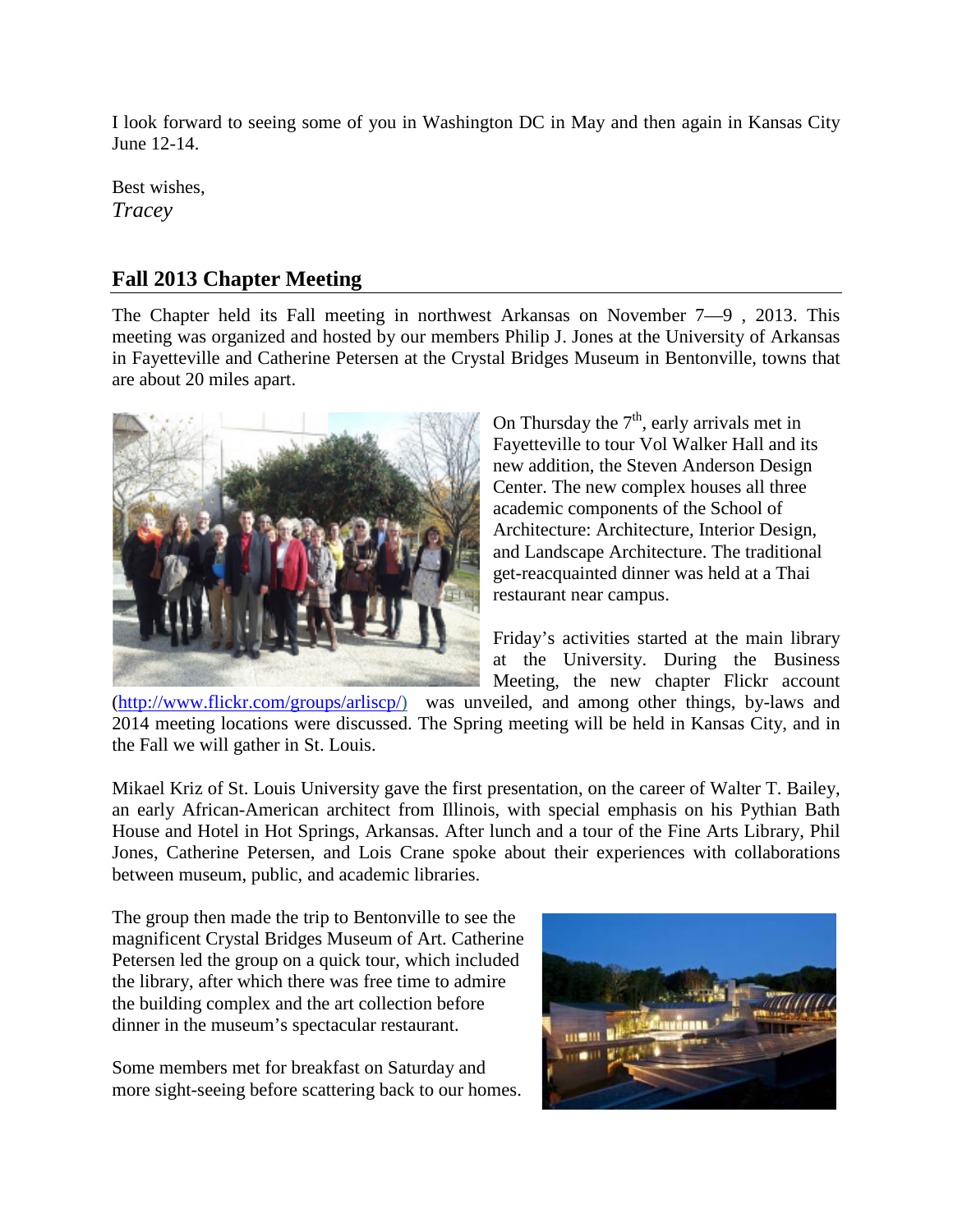I look forward to seeing some of you in Washington DC in May and then again in Kansas City June 12-14.

Best wishes,
*Tracey*

## Fall 2013 Chapter Meeting

The Chapter held its Fall meeting in northwest Arkansas on November 7—9 , 2013. This meeting was organized and hosted by our members Philip J. Jones at the University of Arkansas in Fayetteville and Catherine Petersen at the Crystal Bridges Museum in Bentonville, towns that are about 20 miles apart.

On Thursday the 7th, early arrivals met in Fayetteville to tour Vol Walker Hall and its new addition, the Steven Anderson Design Center. The new complex houses all three academic components of the School of Architecture: Architecture, Interior Design, and Landscape Architecture. The traditional get-reacquainted dinner was held at a Thai restaurant near campus.

Friday's activities started at the main library at the University. During the Business Meeting, the new chapter Flickr account (http://www.flickr.com/groups/arliscp/) was unveiled, and among other things, by-laws and 2014 meeting locations were discussed. The Spring meeting will be held in Kansas City, and in the Fall we will gather in St. Louis.

Mikael Kriz of St. Louis University gave the first presentation, on the career of Walter T. Bailey, an early African-American architect from Illinois, with special emphasis on his Pythian Bath House and Hotel in Hot Springs, Arkansas. After lunch and a tour of the Fine Arts Library, Phil Jones, Catherine Petersen, and Lois Crane spoke about their experiences with collaborations between museum, public, and academic libraries.

The group then made the trip to Bentonville to see the magnificent Crystal Bridges Museum of Art. Catherine Petersen led the group on a quick tour, which included the library, after which there was free time to admire the building complex and the art collection before dinner in the museum's spectacular restaurant.

Some members met for breakfast on Saturday and more sight-seeing before scattering back to our homes.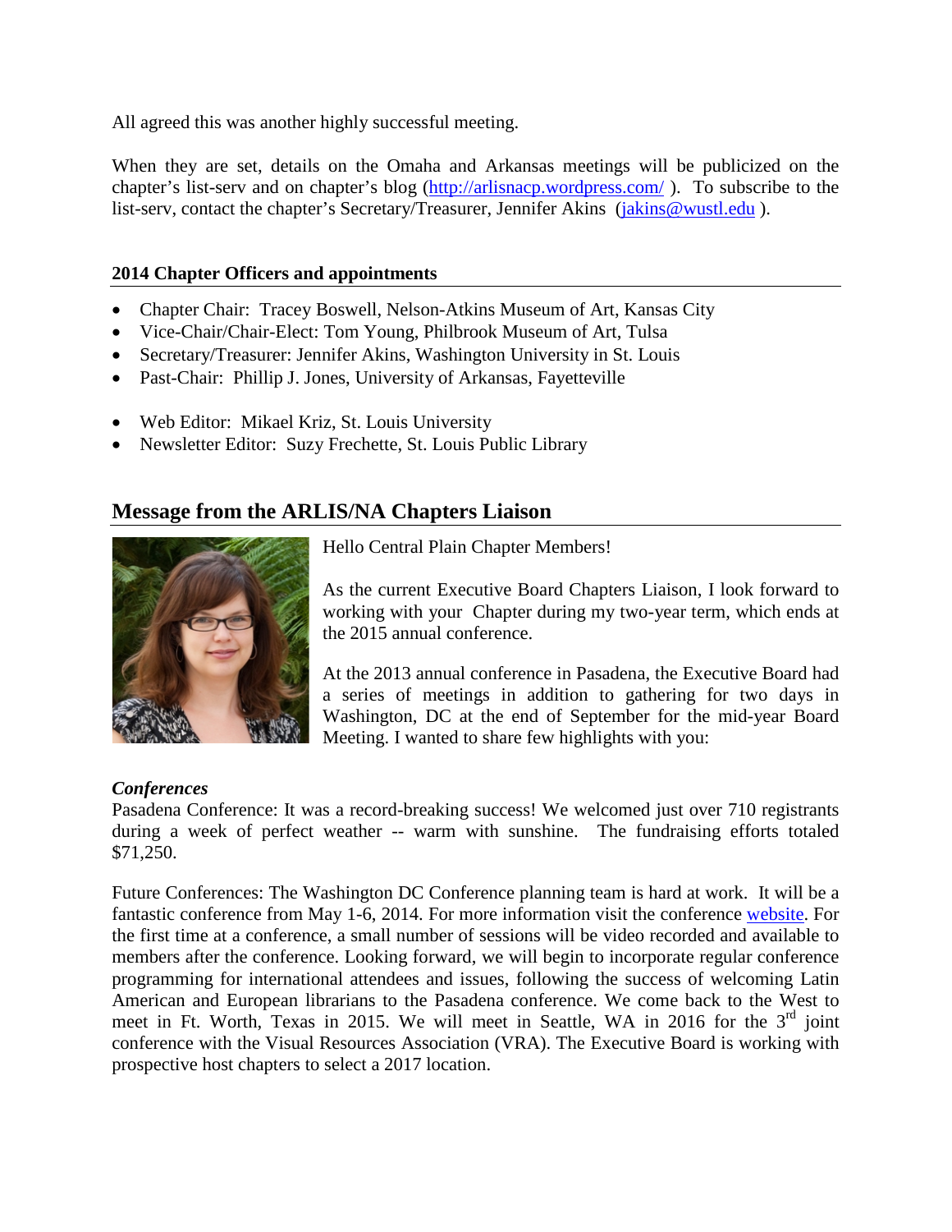All agreed this was another highly successful meeting.

When they are set, details on the Omaha and Arkansas meetings will be publicized on the chapter's list-serv and on chapter's blog (http://arlisnacp.wordpress.com/ ). To subscribe to the list-serv, contact the chapter's Secretary/Treasurer, Jennifer Akins (jakins@wustl.edu ).

**2014 Chapter Officers and appointments**

- Chapter Chair: Tracey Boswell, Nelson-Atkins Museum of Art, Kansas City
- Vice-Chair/Chair-Elect: Tom Young, Philbrook Museum of Art, Tulsa
- Secretary/Treasurer: Jennifer Akins, Washington University in St. Louis
- Past-Chair: Phillip J. Jones, University of Arkansas, Fayetteville

- Web Editor: Mikael Kriz, St. Louis University
- Newsletter Editor: Suzy Frechette, St. Louis Public Library

## Message from the ARLIS/NA Chapters Liaison

Hello Central Plain Chapter Members!

As the current Executive Board Chapters Liaison, I look forward to working with your Chapter during my two-year term, which ends at the 2015 annual conference.

At the 2013 annual conference in Pasadena, the Executive Board had a series of meetings in addition to gathering for two days in Washington, DC at the end of September for the mid-year Board Meeting. I wanted to share few highlights with you:

***Conferences***

Pasadena Conference: It was a record-breaking success! We welcomed just over 710 registrants during a week of perfect weather -- warm with sunshine. The fundraising efforts totaled $71,250.

Future Conferences: The Washington DC Conference planning team is hard at work. It will be a fantastic conference from May 1-6, 2014. For more information visit the conference website. For the first time at a conference, a small number of sessions will be video recorded and available to members after the conference. Looking forward, we will begin to incorporate regular conference programming for international attendees and issues, following the success of welcoming Latin American and European librarians to the Pasadena conference. We come back to the West to meet in Ft. Worth, Texas in 2015. We will meet in Seattle, WA in 2016 for the 3rd joint conference with the Visual Resources Association (VRA). The Executive Board is working with prospective host chapters to select a 2017 location.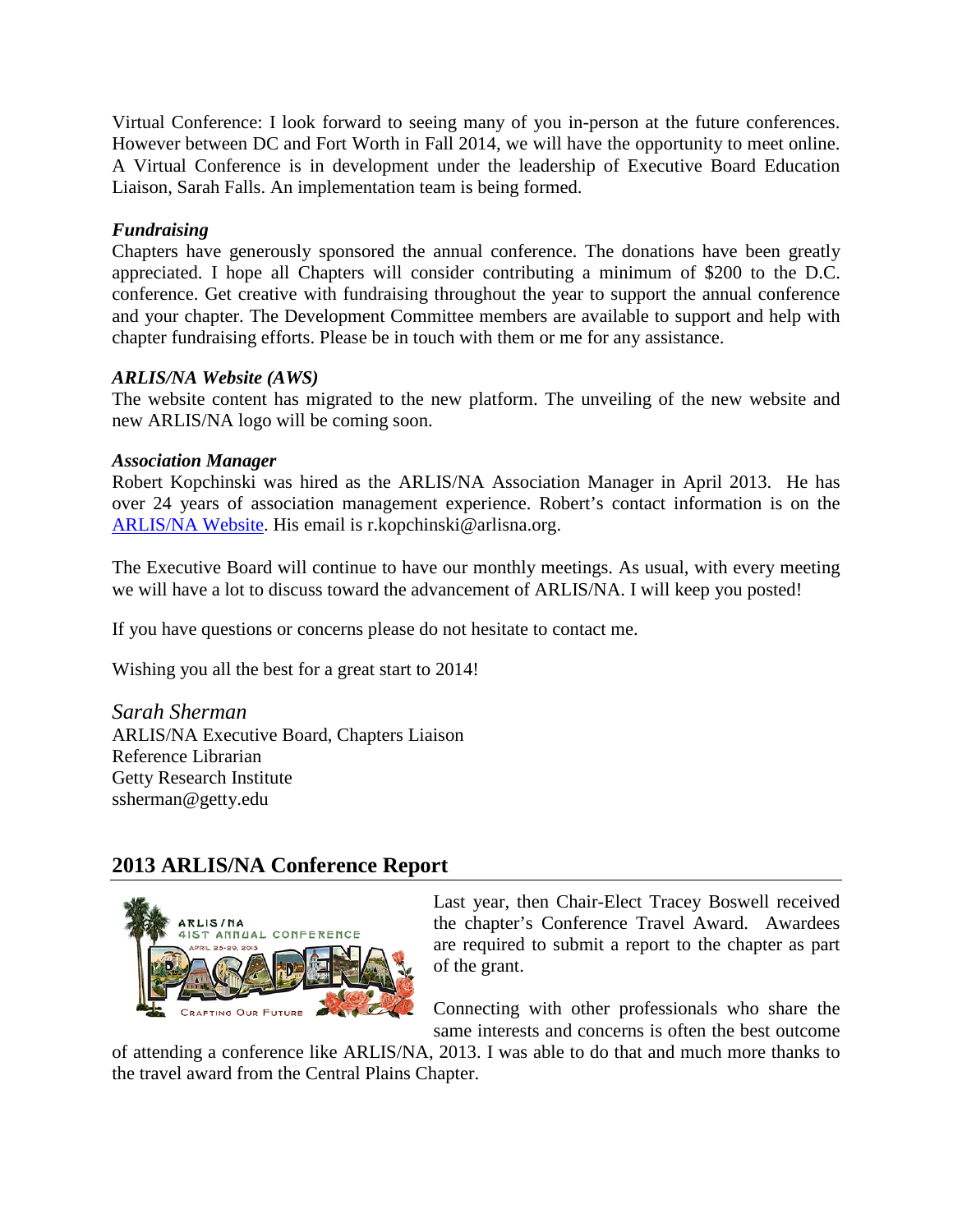Virtual Conference: I look forward to seeing many of you in-person at the future conferences. However between DC and Fort Worth in Fall 2014, we will have the opportunity to meet online. A Virtual Conference is in development under the leadership of Executive Board Education Liaison, Sarah Falls. An implementation team is being formed.

***Fundraising***

Chapters have generously sponsored the annual conference. The donations have been greatly appreciated. I hope all Chapters will consider contributing a minimum of $200 to the D.C. conference. Get creative with fundraising throughout the year to support the annual conference and your chapter. The Development Committee members are available to support and help with chapter fundraising efforts. Please be in touch with them or me for any assistance.

***ARLIS/NA Website (AWS)***

The website content has migrated to the new platform. The unveiling of the new website and new ARLIS/NA logo will be coming soon.

***Association Manager***

Robert Kopchinski was hired as the ARLIS/NA Association Manager in April 2013. He has over 24 years of association management experience. Robert's contact information is on the ARLIS/NA Website. His email is r.kopchinski@arlisna.org.

The Executive Board will continue to have our monthly meetings. As usual, with every meeting we will have a lot to discuss toward the advancement of ARLIS/NA. I will keep you posted!

If you have questions or concerns please do not hesitate to contact me.

Wishing you all the best for a great start to 2014!

*Sarah Sherman*
ARLIS/NA Executive Board, Chapters Liaison
Reference Librarian
Getty Research Institute
ssherman@getty.edu

## 2013 ARLIS/NA Conference Report

Last year, then Chair-Elect Tracey Boswell received the chapter's Conference Travel Award. Awardees are required to submit a report to the chapter as part of the grant.

Connecting with other professionals who share the same interests and concerns is often the best outcome of attending a conference like ARLIS/NA, 2013. I was able to do that and much more thanks to the travel award from the Central Plains Chapter.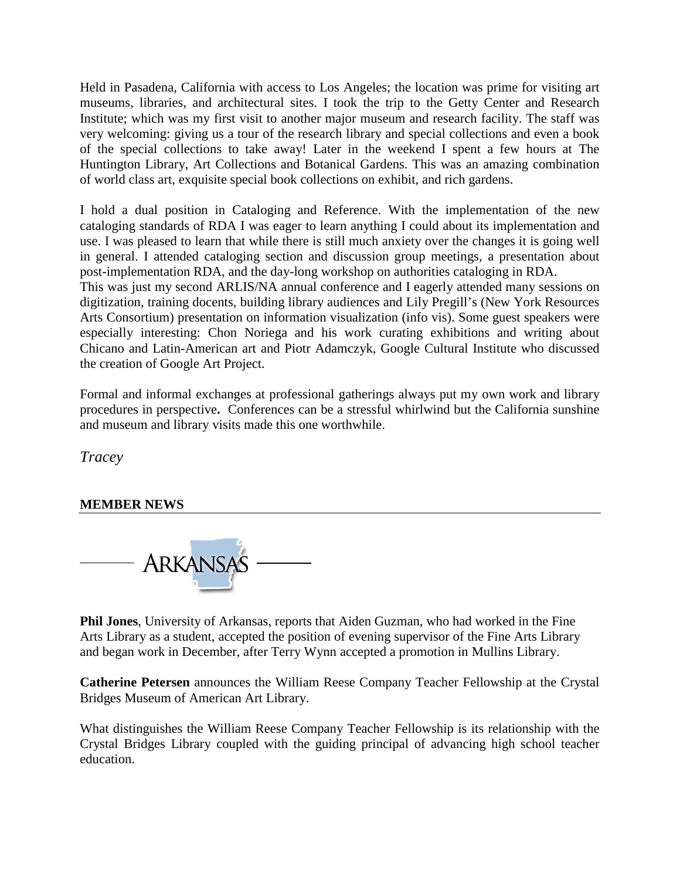Held in Pasadena, California with access to Los Angeles; the location was prime for visiting art museums, libraries, and architectural sites. I took the trip to the Getty Center and Research Institute; which was my first visit to another major museum and research facility. The staff was very welcoming: giving us a tour of the research library and special collections and even a book of the special collections to take away! Later in the weekend I spent a few hours at The Huntington Library, Art Collections and Botanical Gardens. This was an amazing combination of world class art, exquisite special book collections on exhibit, and rich gardens.

I hold a dual position in Cataloging and Reference. With the implementation of the new cataloging standards of RDA I was eager to learn anything I could about its implementation and use. I was pleased to learn that while there is still much anxiety over the changes it is going well in general. I attended cataloging section and discussion group meetings, a presentation about post-implementation RDA, and the day-long workshop on authorities cataloging in RDA.
This was just my second ARLIS/NA annual conference and I eagerly attended many sessions on digitization, training docents, building library audiences and Lily Pregill's (New York Resources Arts Consortium) presentation on information visualization (info vis). Some guest speakers were especially interesting: Chon Noriega and his work curating exhibitions and writing about Chicano and Latin-American art and Piotr Adamczyk, Google Cultural Institute who discussed the creation of Google Art Project.

Formal and informal exchanges at professional gatherings always put my own work and library procedures in perspective**.** Conferences can be a stressful whirlwind but the California sunshine and museum and library visits made this one worthwhile.

*Tracey*

## MEMBER NEWS

### ARKANSAS

**Phil Jones**, University of Arkansas, reports that Aiden Guzman, who had worked in the Fine Arts Library as a student, accepted the position of evening supervisor of the Fine Arts Library and began work in December, after Terry Wynn accepted a promotion in Mullins Library.

**Catherine Petersen** announces the William Reese Company Teacher Fellowship at the Crystal Bridges Museum of American Art Library.

What distinguishes the William Reese Company Teacher Fellowship is its relationship with the Crystal Bridges Library coupled with the guiding principal of advancing high school teacher education.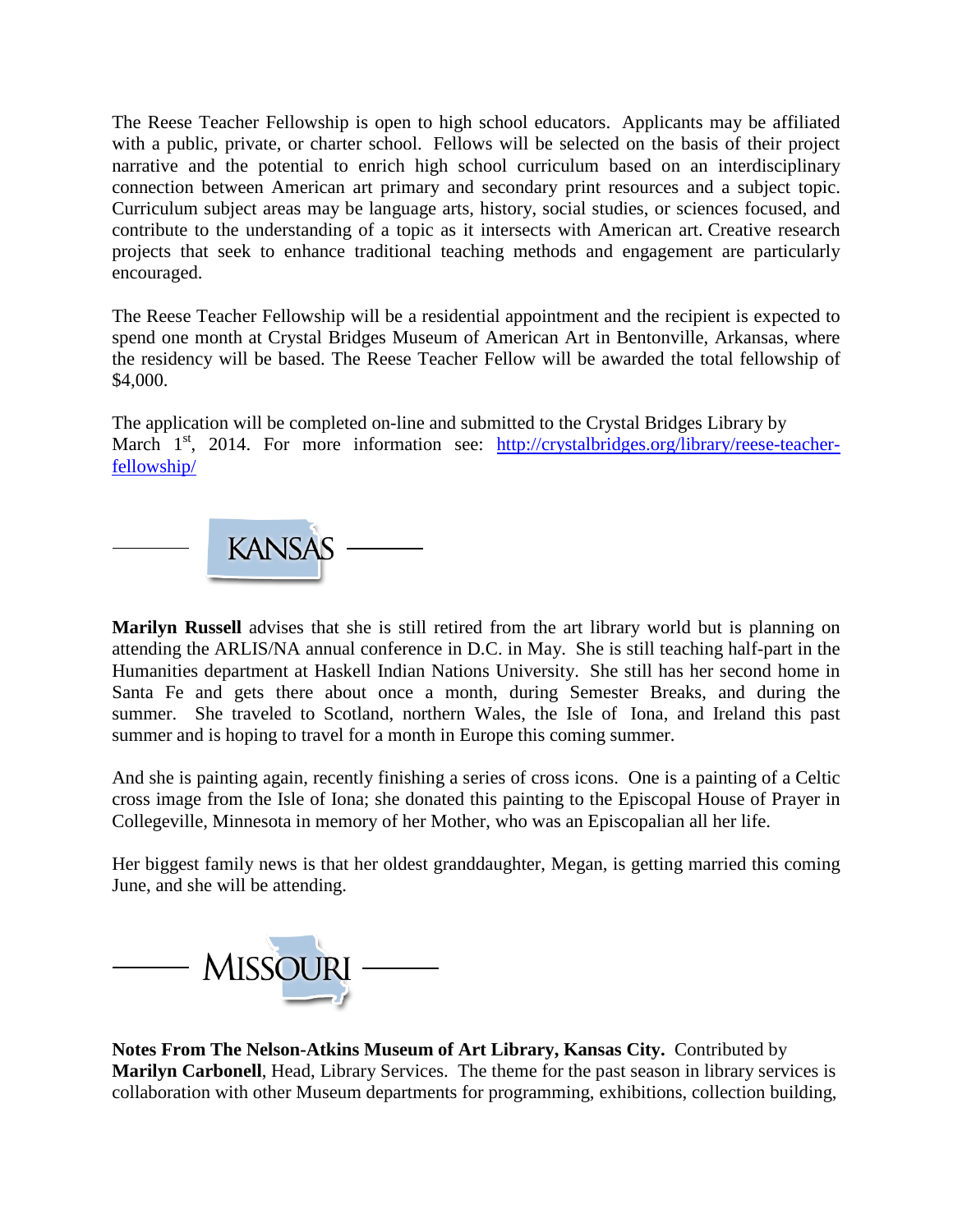The Reese Teacher Fellowship is open to high school educators. Applicants may be affiliated with a public, private, or charter school. Fellows will be selected on the basis of their project narrative and the potential to enrich high school curriculum based on an interdisciplinary connection between American art primary and secondary print resources and a subject topic. Curriculum subject areas may be language arts, history, social studies, or sciences focused, and contribute to the understanding of a topic as it intersects with American art. Creative research projects that seek to enhance traditional teaching methods and engagement are particularly encouraged.

The Reese Teacher Fellowship will be a residential appointment and the recipient is expected to spend one month at Crystal Bridges Museum of American Art in Bentonville, Arkansas, where the residency will be based. The Reese Teacher Fellow will be awarded the total fellowship of $4,000.

The application will be completed on-line and submitted to the Crystal Bridges Library by March 1st, 2014. For more information see: http://crystalbridges.org/library/reese-teacher-fellowship/

## KANSAS

**Marilyn Russell** advises that she is still retired from the art library world but is planning on attending the ARLIS/NA annual conference in D.C. in May. She is still teaching half-part in the Humanities department at Haskell Indian Nations University. She still has her second home in Santa Fe and gets there about once a month, during Semester Breaks, and during the summer. She traveled to Scotland, northern Wales, the Isle of Iona, and Ireland this past summer and is hoping to travel for a month in Europe this coming summer.

And she is painting again, recently finishing a series of cross icons. One is a painting of a Celtic cross image from the Isle of Iona; she donated this painting to the Episcopal House of Prayer in Collegeville, Minnesota in memory of her Mother, who was an Episcopalian all her life.

Her biggest family news is that her oldest granddaughter, Megan, is getting married this coming June, and she will be attending.

## MISSOURI

**Notes From The Nelson-Atkins Museum of Art Library, Kansas City.** Contributed by **Marilyn Carbonell**, Head, Library Services. The theme for the past season in library services is collaboration with other Museum departments for programming, exhibitions, collection building,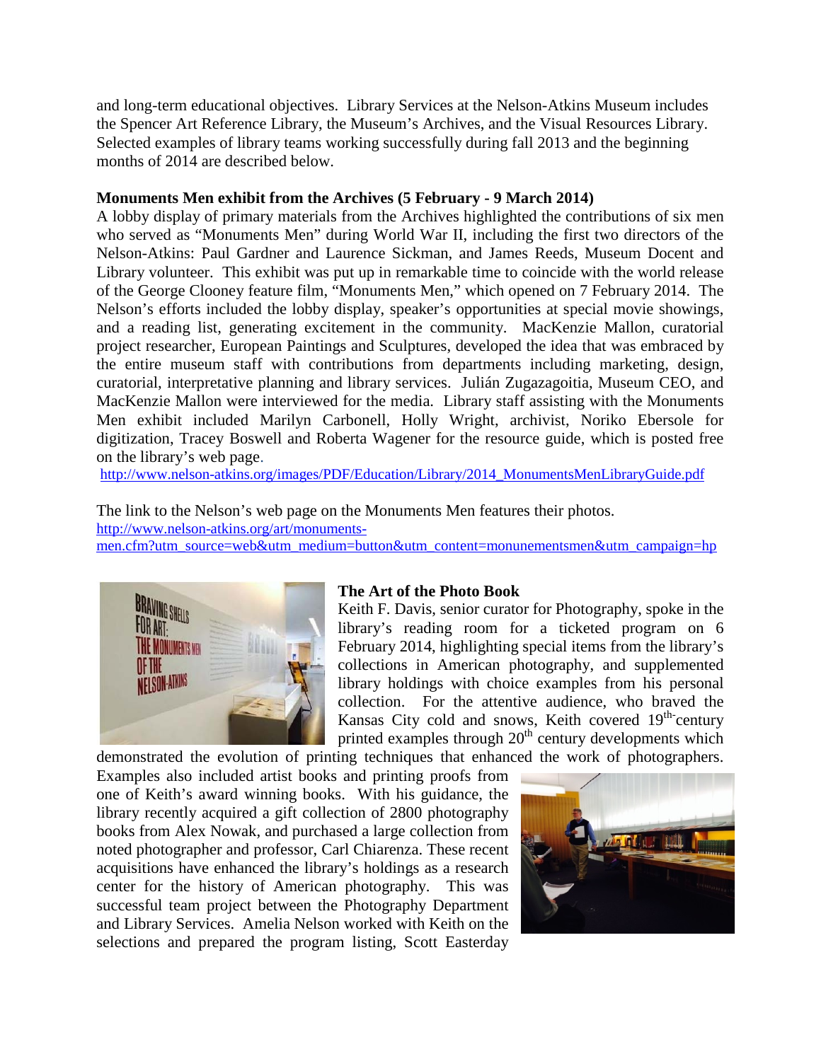and long-term educational objectives. Library Services at the Nelson-Atkins Museum includes the Spencer Art Reference Library, the Museum's Archives, and the Visual Resources Library. Selected examples of library teams working successfully during fall 2013 and the beginning months of 2014 are described below.

**Monuments Men exhibit from the Archives (5 February - 9 March 2014)**

A lobby display of primary materials from the Archives highlighted the contributions of six men who served as "Monuments Men" during World War II, including the first two directors of the Nelson-Atkins: Paul Gardner and Laurence Sickman, and James Reeds, Museum Docent and Library volunteer. This exhibit was put up in remarkable time to coincide with the world release of the George Clooney feature film, "Monuments Men," which opened on 7 February 2014. The Nelson's efforts included the lobby display, speaker's opportunities at special movie showings, and a reading list, generating excitement in the community. MacKenzie Mallon, curatorial project researcher, European Paintings and Sculptures, developed the idea that was embraced by the entire museum staff with contributions from departments including marketing, design, curatorial, interpretative planning and library services. Julián Zugazagoitia, Museum CEO, and MacKenzie Mallon were interviewed for the media. Library staff assisting with the Monuments Men exhibit included Marilyn Carbonell, Holly Wright, archivist, Noriko Ebersole for digitization, Tracey Boswell and Roberta Wagener for the resource guide, which is posted free on the library's web page.

http://www.nelson-atkins.org/images/PDF/Education/Library/2014_MonumentsMenLibraryGuide.pdf

The link to the Nelson's web page on the Monuments Men features their photos.
http://www.nelson-atkins.org/art/monuments-men.cfm?utm_source=web&utm_medium=button&utm_content=monunementsmen&utm_campaign=hp

**The Art of the Photo Book**

Keith F. Davis, senior curator for Photography, spoke in the library's reading room for a ticketed program on 6 February 2014, highlighting special items from the library's collections in American photography, and supplemented library holdings with choice examples from his personal collection. For the attentive audience, who braved the Kansas City cold and snows, Keith covered 19th-century printed examples through 20th century developments which demonstrated the evolution of printing techniques that enhanced the work of photographers. Examples also included artist books and printing proofs from one of Keith's award winning books. With his guidance, the library recently acquired a gift collection of 2800 photography books from Alex Nowak, and purchased a large collection from noted photographer and professor, Carl Chiarenza. These recent acquisitions have enhanced the library's holdings as a research center for the history of American photography. This was successful team project between the Photography Department and Library Services. Amelia Nelson worked with Keith on the selections and prepared the program listing, Scott Easterday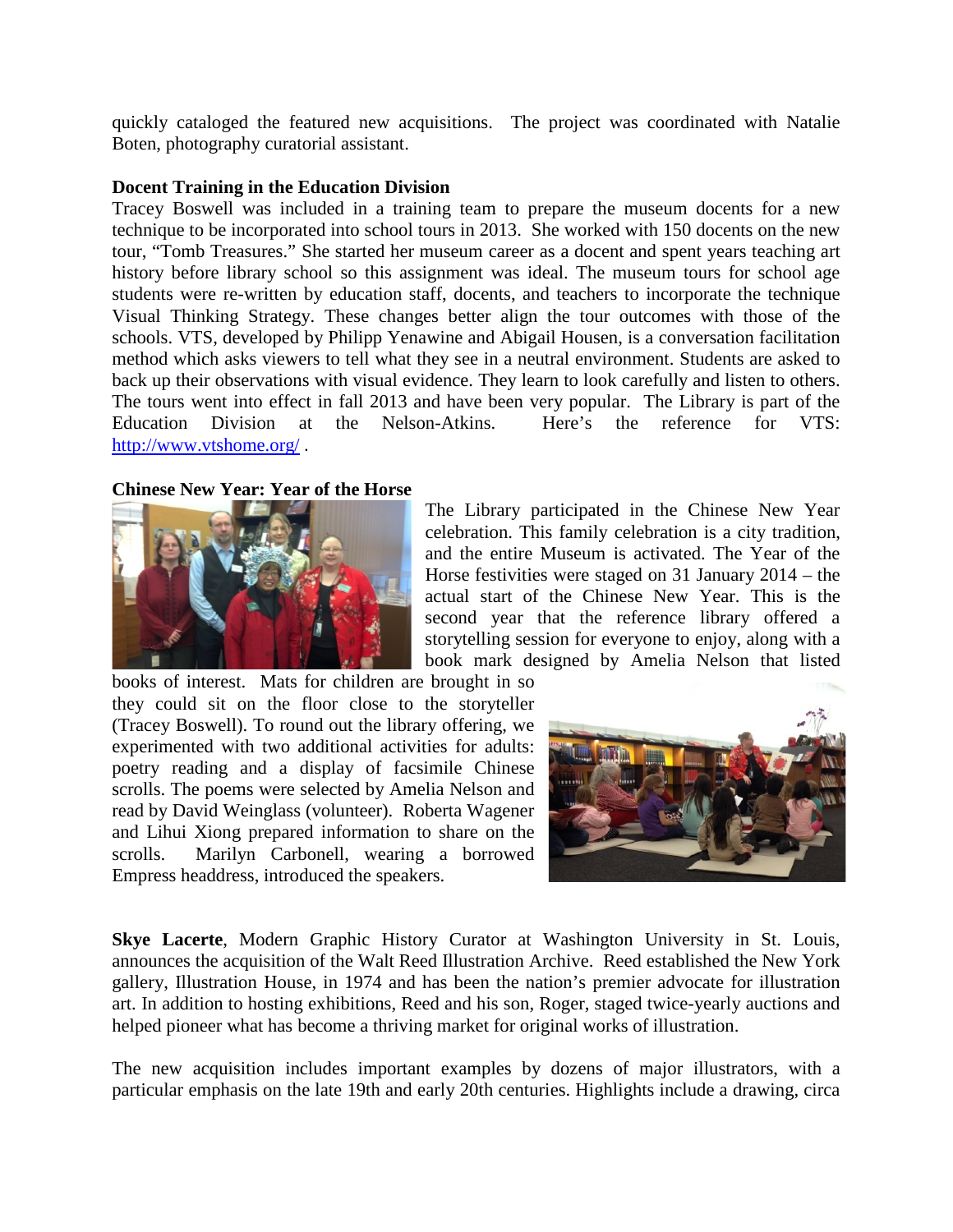quickly cataloged the featured new acquisitions. The project was coordinated with Natalie Boten, photography curatorial assistant.

**Docent Training in the Education Division**

Tracey Boswell was included in a training team to prepare the museum docents for a new technique to be incorporated into school tours in 2013. She worked with 150 docents on the new tour, "Tomb Treasures." She started her museum career as a docent and spent years teaching art history before library school so this assignment was ideal. The museum tours for school age students were re-written by education staff, docents, and teachers to incorporate the technique Visual Thinking Strategy. These changes better align the tour outcomes with those of the schools. VTS, developed by Philipp Yenawine and Abigail Housen, is a conversation facilitation method which asks viewers to tell what they see in a neutral environment. Students are asked to back up their observations with visual evidence. They learn to look carefully and listen to others. The tours went into effect in fall 2013 and have been very popular. The Library is part of the Education Division at the Nelson-Atkins. Here's the reference for VTS: http://www.vtshome.org/ .

**Chinese New Year: Year of the Horse**

The Library participated in the Chinese New Year celebration. This family celebration is a city tradition, and the entire Museum is activated. The Year of the Horse festivities were staged on 31 January 2014 – the actual start of the Chinese New Year. This is the second year that the reference library offered a storytelling session for everyone to enjoy, along with a book mark designed by Amelia Nelson that listed books of interest. Mats for children are brought in so they could sit on the floor close to the storyteller (Tracey Boswell). To round out the library offering, we experimented with two additional activities for adults: poetry reading and a display of facsimile Chinese scrolls. The poems were selected by Amelia Nelson and read by David Weinglass (volunteer). Roberta Wagener and Lihui Xiong prepared information to share on the scrolls. Marilyn Carbonell, wearing a borrowed Empress headdress, introduced the speakers.

**Skye Lacerte**, Modern Graphic History Curator at Washington University in St. Louis, announces the acquisition of the Walt Reed Illustration Archive. Reed established the New York gallery, Illustration House, in 1974 and has been the nation's premier advocate for illustration art. In addition to hosting exhibitions, Reed and his son, Roger, staged twice-yearly auctions and helped pioneer what has become a thriving market for original works of illustration.

The new acquisition includes important examples by dozens of major illustrators, with a particular emphasis on the late 19th and early 20th centuries. Highlights include a drawing, circa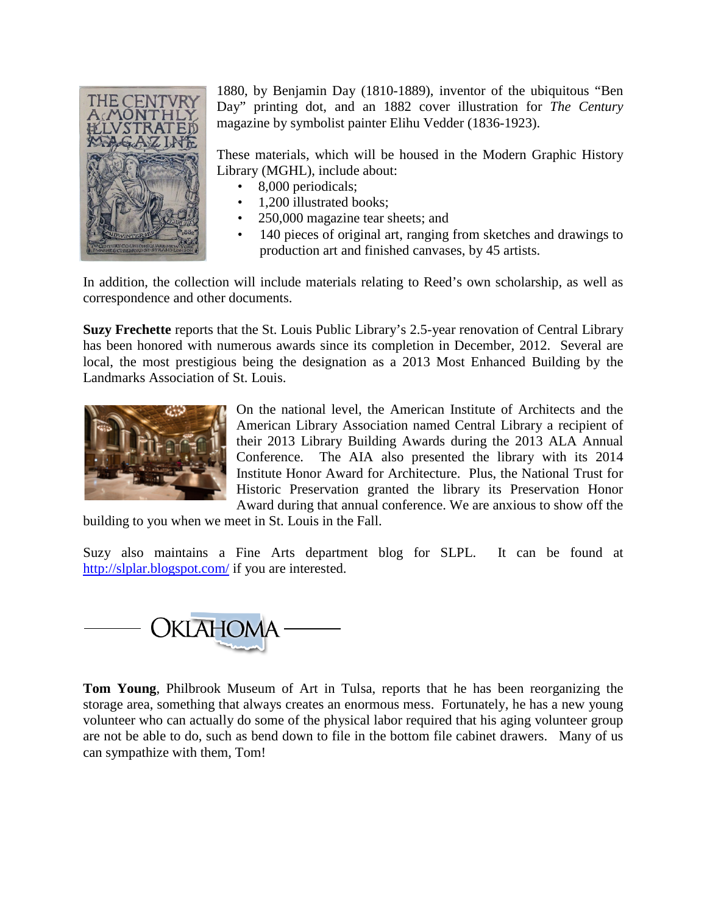1880, by Benjamin Day (1810-1889), inventor of the ubiquitous "Ben Day" printing dot, and an 1882 cover illustration for *The Century* magazine by symbolist painter Elihu Vedder (1836-1923).

These materials, which will be housed in the Modern Graphic History Library (MGHL), include about:

- 8,000 periodicals;
- 1,200 illustrated books;
- 250,000 magazine tear sheets; and
- 140 pieces of original art, ranging from sketches and drawings to production art and finished canvases, by 45 artists.

In addition, the collection will include materials relating to Reed's own scholarship, as well as correspondence and other documents.

**Suzy Frechette** reports that the St. Louis Public Library's 2.5-year renovation of Central Library has been honored with numerous awards since its completion in December, 2012. Several are local, the most prestigious being the designation as a 2013 Most Enhanced Building by the Landmarks Association of St. Louis.

On the national level, the American Institute of Architects and the American Library Association named Central Library a recipient of their 2013 Library Building Awards during the 2013 ALA Annual Conference. The AIA also presented the library with its 2014 Institute Honor Award for Architecture. Plus, the National Trust for Historic Preservation granted the library its Preservation Honor Award during that annual conference. We are anxious to show off the building to you when we meet in St. Louis in the Fall.

Suzy also maintains a Fine Arts department blog for SLPL. It can be found at http://slplar.blogspot.com/ if you are interested.

## OKLAHOMA

**Tom Young**, Philbrook Museum of Art in Tulsa, reports that he has been reorganizing the storage area, something that always creates an enormous mess. Fortunately, he has a new young volunteer who can actually do some of the physical labor required that his aging volunteer group are not be able to do, such as bend down to file in the bottom file cabinet drawers. Many of us can sympathize with them, Tom!